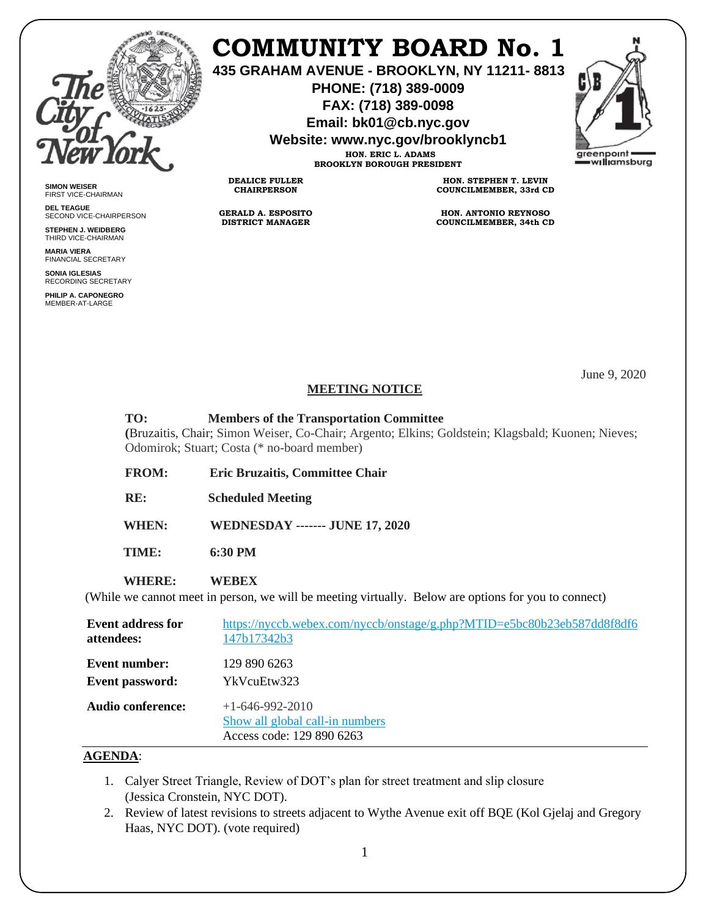# COMMUNITY BOARD No. 1

**435 GRAHAM AVENUE - BROOKLYN, NY 11211- 8813**

**PHONE: (718) 389-0009**

**FAX: (718) 389-0098**

**Email: bk01@cb.nyc.gov**

**Website: www.nyc.gov/brooklyncb1**

**HON. ERIC L. ADAMS**
**BROOKLYN BOROUGH PRESIDENT**

**SIMON WEISER**
FIRST VICE-CHAIRMAN

**DEL TEAGUE**
SECOND VICE-CHAIRPERSON

**STEPHEN J. WEIDBERG**
THIRD VICE-CHAIRMAN

**MARIA VIERA**
FINANCIAL SECRETARY

**SONIA IGLESIAS**
RECORDING SECRETARY

**PHILIP A. CAPONEGRO**
MEMBER-AT-LARGE

**DEALICE FULLER**
**CHAIRPERSON**

**GERALD A. ESPOSITO**
**DISTRICT MANAGER**

**HON. STEPHEN T. LEVIN**
**COUNCILMEMBER, 33rd CD**

**HON. ANTONIO REYNOSO**
**COUNCILMEMBER, 34th CD**

greenpoint williamsburg

June 9, 2020

## MEETING NOTICE

**TO:** **Members of the Transportation Committee**
**(**Bruzaitis, Chair; Simon Weiser, Co-Chair; Argento; Elkins; Goldstein; Klagsbald; Kuonen; Nieves; Odomirok; Stuart; Costa (* no-board member)

**FROM:** **Eric Bruzaitis, Committee Chair**

**RE:** **Scheduled Meeting**

**WHEN:** **WEDNESDAY ------- JUNE 17, 2020**

**TIME:** **6:30 PM**

**WHERE:** **WEBEX**

(While we cannot meet in person, we will be meeting virtually. Below are options for you to connect)

| | |
|---|---|
| **Event address for attendees:** | https://nyccb.webex.com/nyccb/onstage/g.php?MTID=e5bc80b23eb587dd8f8df6147b17342b3 |
| **Event number:** | 129 890 6263 |
| **Event password:** | YkVcuEtw323 |
| **Audio conference:** | +1-646-992-2010<br>Show all global call-in numbers<br>Access code: 129 890 6263 |

**AGENDA**:

1. Calyer Street Triangle, Review of DOT's plan for street treatment and slip closure (Jessica Cronstein, NYC DOT).
2. Review of latest revisions to streets adjacent to Wythe Avenue exit off BQE (Kol Gjelaj and Gregory Haas, NYC DOT). (vote required)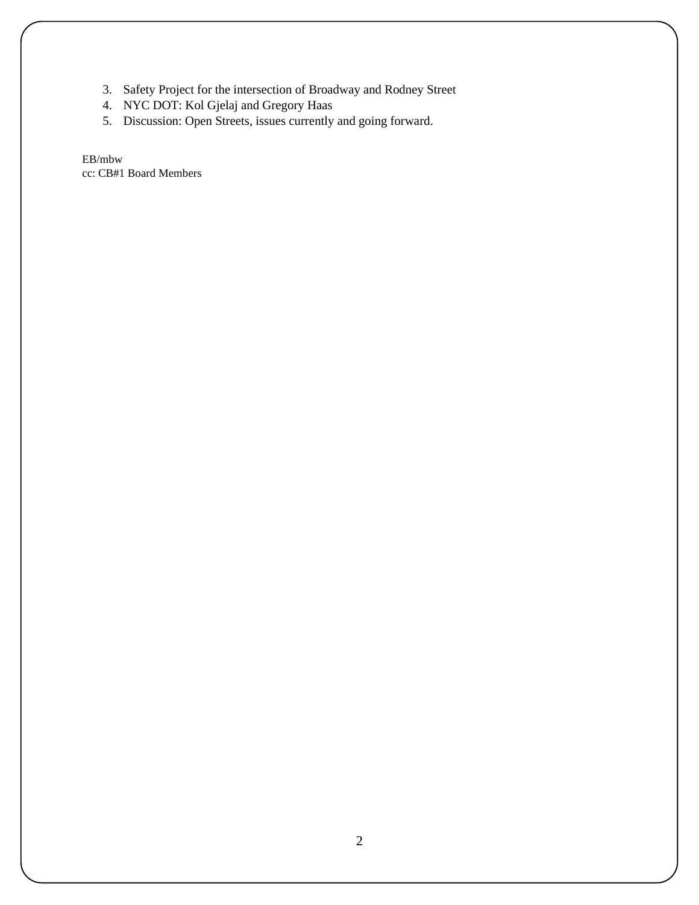3. Safety Project for the intersection of Broadway and Rodney Street
4. NYC DOT: Kol Gjelaj and Gregory Haas
5. Discussion: Open Streets, issues currently and going forward.

EB/mbw
cc: CB#1 Board Members